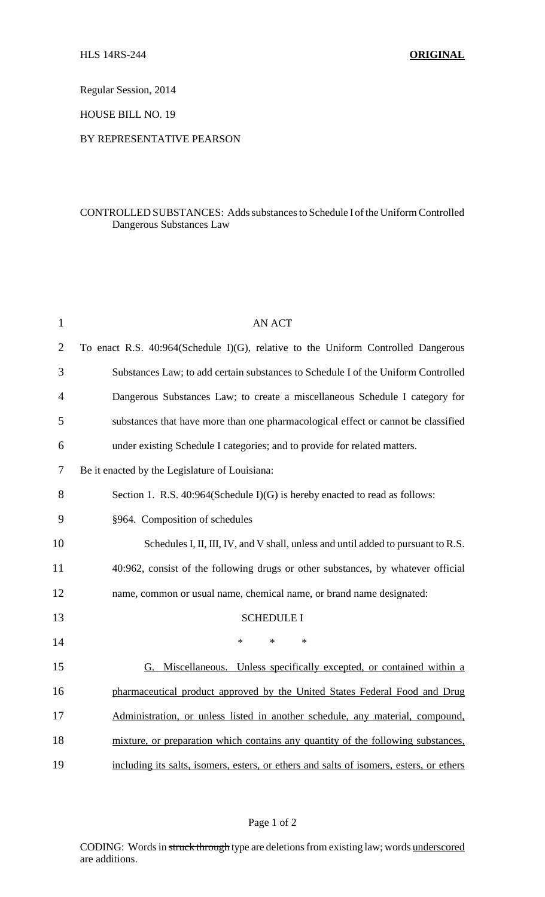HLS 14RS-244 **ORIGINAL**

Regular Session, 2014

HOUSE BILL NO. 19

BY REPRESENTATIVE PEARSON

CONTROLLED SUBSTANCES: Adds substances to Schedule I of the Uniform Controlled Dangerous Substances Law

AN ACT

To enact R.S. 40:964(Schedule I)(G), relative to the Uniform Controlled Dangerous Substances Law; to add certain substances to Schedule I of the Uniform Controlled Dangerous Substances Law; to create a miscellaneous Schedule I category for substances that have more than one pharmacological effect or cannot be classified under existing Schedule I categories; and to provide for related matters.

Be it enacted by the Legislature of Louisiana:

Section 1. R.S. 40:964(Schedule I)(G) is hereby enacted to read as follows:

§964. Composition of schedules

Schedules I, II, III, IV, and V shall, unless and until added to pursuant to R.S. 40:962, consist of the following drugs or other substances, by whatever official name, common or usual name, chemical name, or brand name designated:

SCHEDULE I

\* \* \*

G. Miscellaneous. Unless specifically excepted, or contained within a pharmaceutical product approved by the United States Federal Food and Drug Administration, or unless listed in another schedule, any material, compound, mixture, or preparation which contains any quantity of the following substances, including its salts, isomers, esters, or ethers and salts of isomers, esters, or ethers

CODING: Words in ~~struck through~~ type are deletions from existing law; words underscored are additions.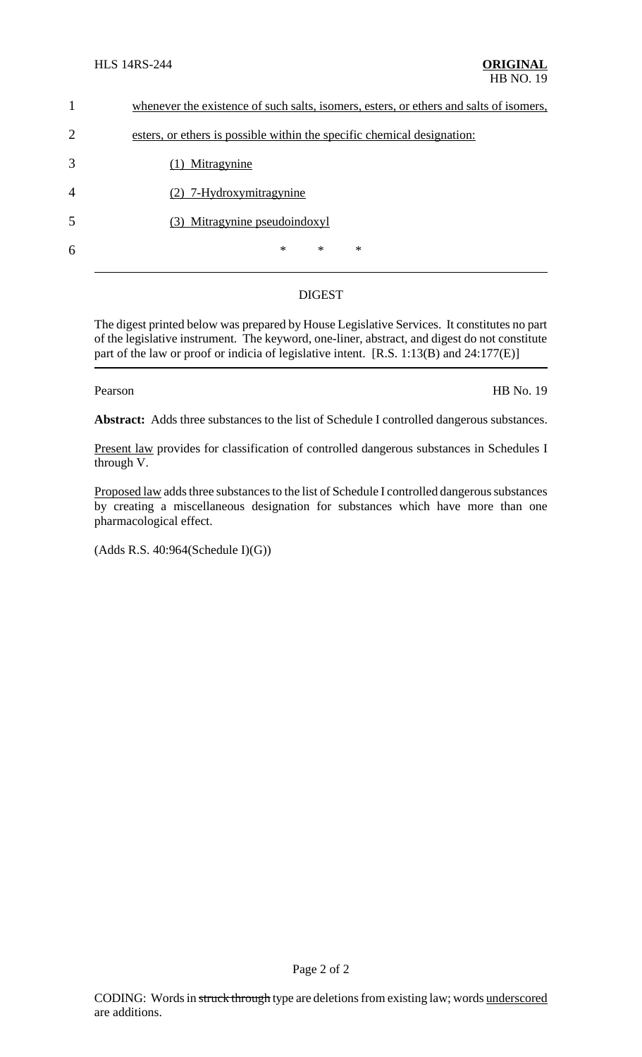whenever the existence of such salts, isomers, esters, or ethers and salts of isomers, esters, or ethers is possible within the specific chemical designation:

(1) Mitragynine

(2) 7-Hydroxymitragynine

(3) Mitragynine pseudoindoxyl

\* \* \*

## DIGEST

The digest printed below was prepared by House Legislative Services. It constitutes no part of the legislative instrument. The keyword, one-liner, abstract, and digest do not constitute part of the law or proof or indicia of legislative intent. [R.S. 1:13(B) and 24:177(E)]

Pearson HB No. 19

**Abstract:** Adds three substances to the list of Schedule I controlled dangerous substances.

Present law provides for classification of controlled dangerous substances in Schedules I through V.

Proposed law adds three substances to the list of Schedule I controlled dangerous substances by creating a miscellaneous designation for substances which have more than one pharmacological effect.

(Adds R.S. 40:964(Schedule I)(G))

CODING: Words in ~~struck through~~ type are deletions from existing law; words underscored are additions.